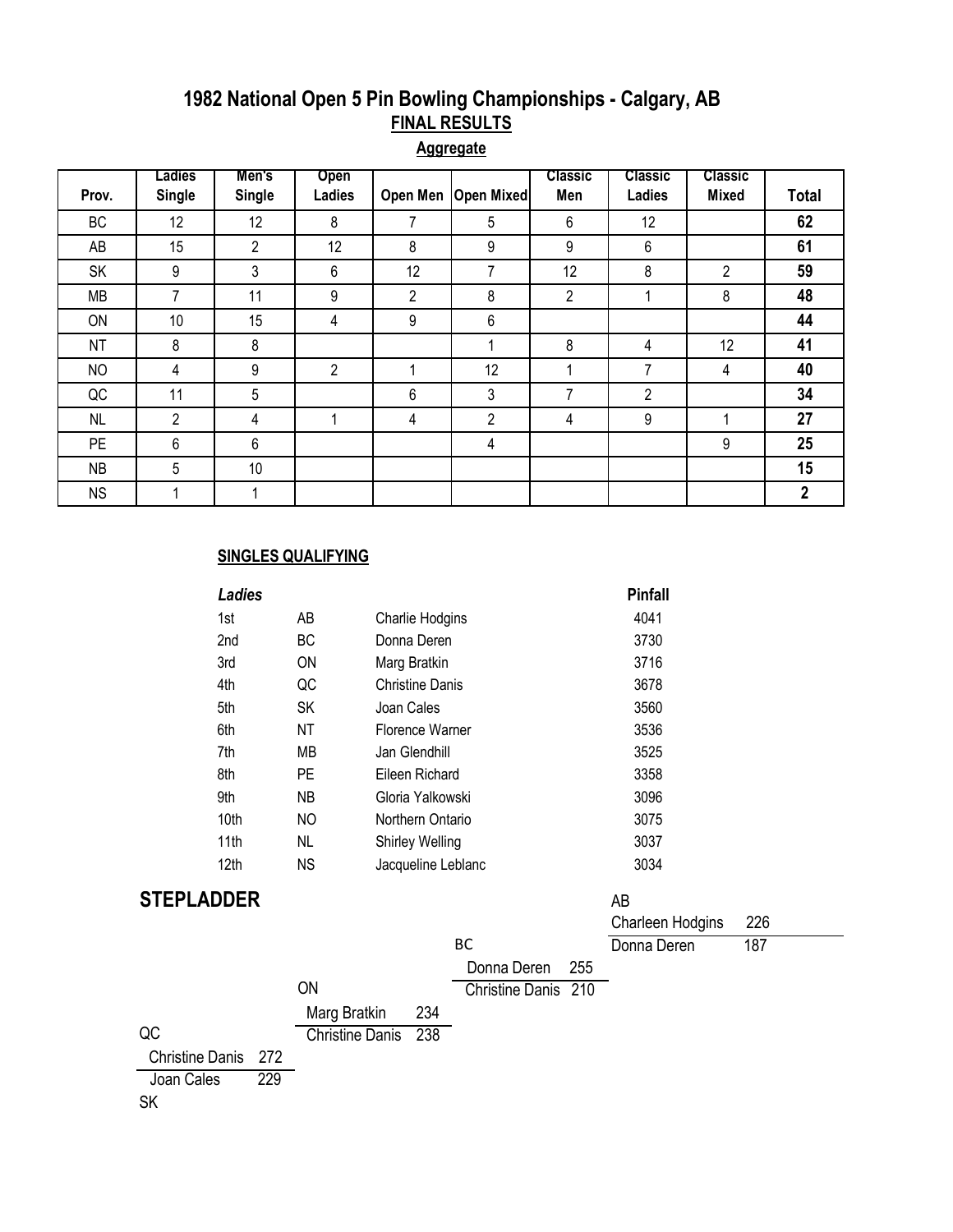# 1982 National Open 5 Pin Bowling Championships - Calgary, AB

## FINAL RESULTS

### Aggregate

| Prov. | Ladies Single | Men's Single | Open Ladies | Open Men | Open Mixed | Classic Men | Classic Ladies | Classic Mixed | Total |
|---|---|---|---|---|---|---|---|---|---|
| BC | 12 | 12 | 8 | 7 | 5 | 6 | 12 | | **62** |
| AB | 15 | 2 | 12 | 8 | 9 | 9 | 6 | | **61** |
| SK | 9 | 3 | 6 | 12 | 7 | 12 | 8 | 2 | **59** |
| MB | 7 | 11 | 9 | 2 | 8 | 2 | 1 | 8 | **48** |
| ON | 10 | 15 | 4 | 9 | 6 | | | | **44** |
| NT | 8 | 8 | | | 1 | 8 | 4 | 12 | **41** |
| NO | 4 | 9 | 2 | 1 | 12 | 1 | 7 | 4 | **40** |
| QC | 11 | 5 | | 6 | 3 | 7 | 2 | | **34** |
| NL | 2 | 4 | 1 | 4 | 2 | 4 | 9 | 1 | **27** |
| PE | 6 | 6 | | | 4 | | | 9 | **25** |
| NB | 5 | 10 | | | | | | | **15** |
| NS | 1 | 1 | | | | | | | **2** |

### SINGLES QUALIFYING

| *Ladies* | | | **Pinfall** |
|---|---|---|---|
| 1st | AB | Charlie Hodgins | 4041 |
| 2nd | BC | Donna Deren | 3730 |
| 3rd | ON | Marg Bratkin | 3716 |
| 4th | QC | Christine Danis | 3678 |
| 5th | SK | Joan Cales | 3560 |
| 6th | NT | Florence Warner | 3536 |
| 7th | MB | Jan Glendhill | 3525 |
| 8th | PE | Eileen Richard | 3358 |
| 9th | NB | Gloria Yalkowski | 3096 |
| 10th | NO | Northern Ontario | 3075 |
| 11th | NL | Shirley Welling | 3037 |
| 12th | NS | Jacqueline Leblanc | 3034 |

## STEPLADDER

QC
Christine Danis 272
Joan Cales 229
SK

ON
Marg Bratkin 234
Christine Danis 238

BC
Donna Deren 255
Christine Danis 210

AB
Charleen Hodgins 226
Donna Deren 187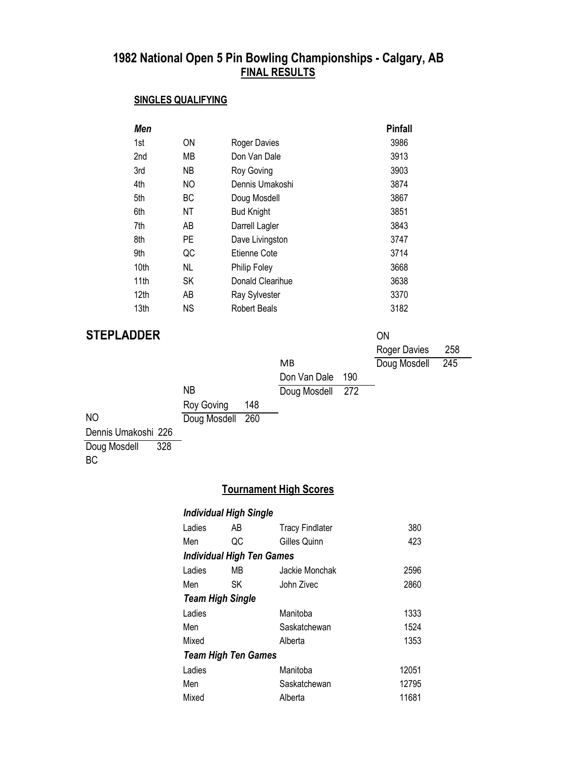# 1982 National Open 5 Pin Bowling Championships - Calgary, AB

## FINAL RESULTS

### SINGLES QUALIFYING

| *Men* | | | Pinfall |
|---|---|---|---|
| 1st | ON | Roger Davies | 3986 |
| 2nd | MB | Don Van Dale | 3913 |
| 3rd | NB | Roy Goving | 3903 |
| 4th | NO | Dennis Umakoshi | 3874 |
| 5th | BC | Doug Mosdell | 3867 |
| 6th | NT | Bud Knight | 3851 |
| 7th | AB | Darrell Lagler | 3843 |
| 8th | PE | Dave Livingston | 3747 |
| 9th | QC | Etienne Cote | 3714 |
| 10th | NL | Philip Foley | 3668 |
| 11th | SK | Donald Clearihue | 3638 |
| 12th | AB | Ray Sylvester | 3370 |
| 13th | NS | Robert Beals | 3182 |

## STEPLADDER

| Match | Bowler | Score | Bowler | Score |
|---|---|---|---|---|
| 1 | Dennis Umakoshi (NO) | 226 | Doug Mosdell (BC) | 328 |
| 2 | Roy Goving (NB) | 148 | Doug Mosdell | 260 |
| 3 | Don Van Dale (MB) | 190 | Doug Mosdell | 272 |
| 4 | Roger Davies (ON) | 258 | Doug Mosdell | 245 |

### Tournament High Scores

| | | | |
|---|---|---|---|
| ***Individual High Single*** | | | |
| Ladies | AB | Tracy Findlater | 380 |
| Men | QC | Gilles Quinn | 423 |
| ***Individual High Ten Games*** | | | |
| Ladies | MB | Jackie Monchak | 2596 |
| Men | SK | John Zivec | 2860 |
| ***Team High Single*** | | | |
| Ladies | | Manitoba | 1333 |
| Men | | Saskatchewan | 1524 |
| Mixed | | Alberta | 1353 |
| ***Team High Ten Games*** | | | |
| Ladies | | Manitoba | 12051 |
| Men | | Saskatchewan | 12795 |
| Mixed | | Alberta | 11681 |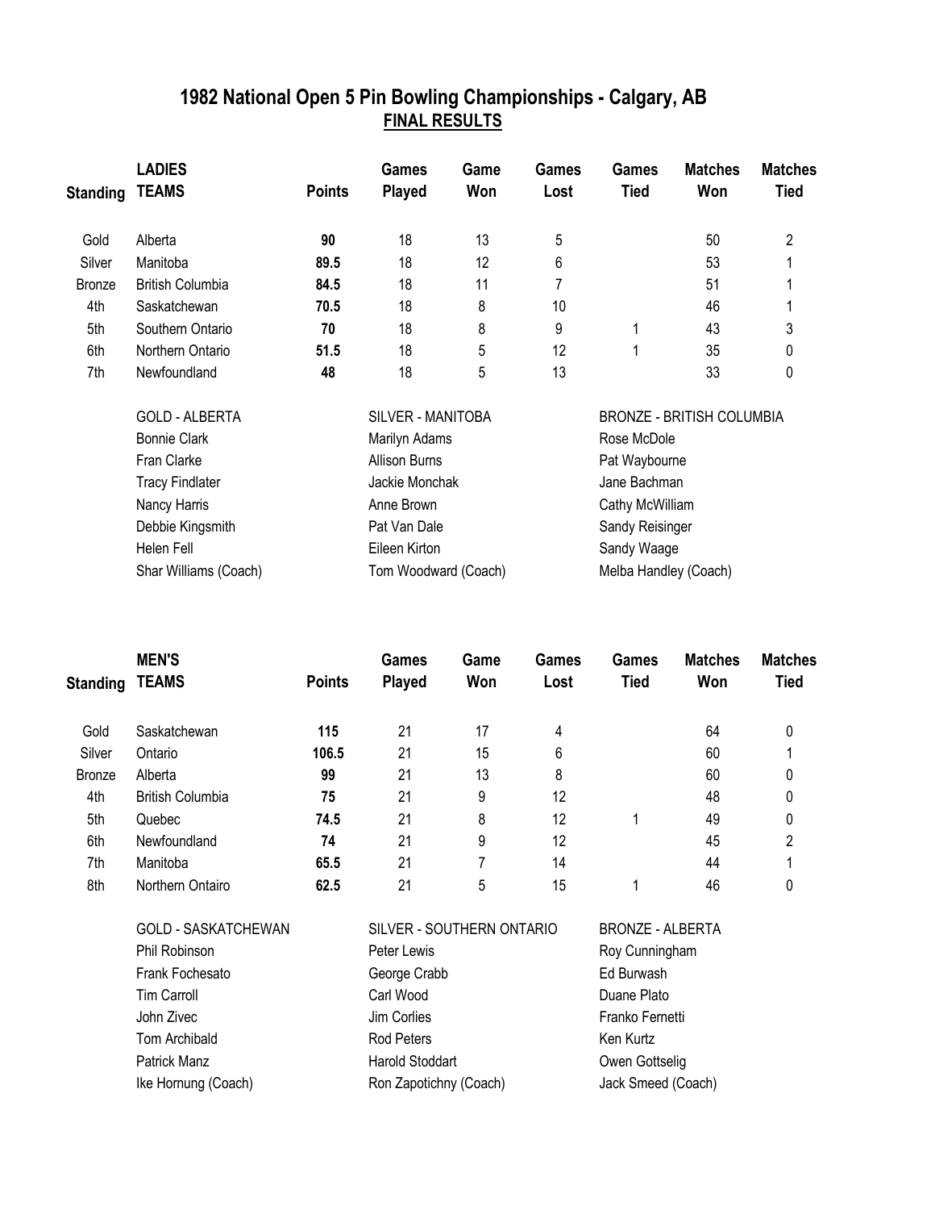## 1982 National Open 5 Pin Bowling Championships - Calgary, AB

### FINAL RESULTS

| Standing | LADIES TEAMS | Points | Games Played | Game Won | Games Lost | Games Tied | Matches Won | Matches Tied |
|---|---|---|---|---|---|---|---|---|
| Gold | Alberta | **90** | 18 | 13 | 5 | | 50 | 2 |
| Silver | Manitoba | **89.5** | 18 | 12 | 6 | | 53 | 1 |
| Bronze | British Columbia | **84.5** | 18 | 11 | 7 | | 51 | 1 |
| 4th | Saskatchewan | **70.5** | 18 | 8 | 10 | | 46 | 1 |
| 5th | Southern Ontario | **70** | 18 | 8 | 9 | 1 | 43 | 3 |
| 6th | Northern Ontario | **51.5** | 18 | 5 | 12 | 1 | 35 | 0 |
| 7th | Newfoundland | **48** | 18 | 5 | 13 | | 33 | 0 |

| GOLD - ALBERTA | SILVER - MANITOBA | BRONZE - BRITISH COLUMBIA |
|---|---|---|
| Bonnie Clark | Marilyn Adams | Rose McDole |
| Fran Clarke | Allison Burns | Pat Waybourne |
| Tracy Findlater | Jackie Monchak | Jane Bachman |
| Nancy Harris | Anne Brown | Cathy McWilliam |
| Debbie Kingsmith | Pat Van Dale | Sandy Reisinger |
| Helen Fell | Eileen Kirton | Sandy Waage |
| Shar Williams (Coach) | Tom Woodward (Coach) | Melba Handley (Coach) |

| Standing | MEN'S TEAMS | Points | Games Played | Game Won | Games Lost | Games Tied | Matches Won | Matches Tied |
|---|---|---|---|---|---|---|---|---|
| Gold | Saskatchewan | **115** | 21 | 17 | 4 | | 64 | 0 |
| Silver | Ontario | **106.5** | 21 | 15 | 6 | | 60 | 1 |
| Bronze | Alberta | **99** | 21 | 13 | 8 | | 60 | 0 |
| 4th | British Columbia | **75** | 21 | 9 | 12 | | 48 | 0 |
| 5th | Quebec | **74.5** | 21 | 8 | 12 | 1 | 49 | 0 |
| 6th | Newfoundland | **74** | 21 | 9 | 12 | | 45 | 2 |
| 7th | Manitoba | **65.5** | 21 | 7 | 14 | | 44 | 1 |
| 8th | Northern Ontairo | **62.5** | 21 | 5 | 15 | 1 | 46 | 0 |

| GOLD - SASKATCHEWAN | SILVER - SOUTHERN ONTARIO | BRONZE - ALBERTA |
|---|---|---|
| Phil Robinson | Peter Lewis | Roy Cunningham |
| Frank Fochesato | George Crabb | Ed Burwash |
| Tim Carroll | Carl Wood | Duane Plato |
| John Zivec | Jim Corlies | Franko Fernetti |
| Tom Archibald | Rod Peters | Ken Kurtz |
| Patrick Manz | Harold Stoddart | Owen Gottselig |
| Ike Hornung (Coach) | Ron Zapotichny (Coach) | Jack Smeed (Coach) |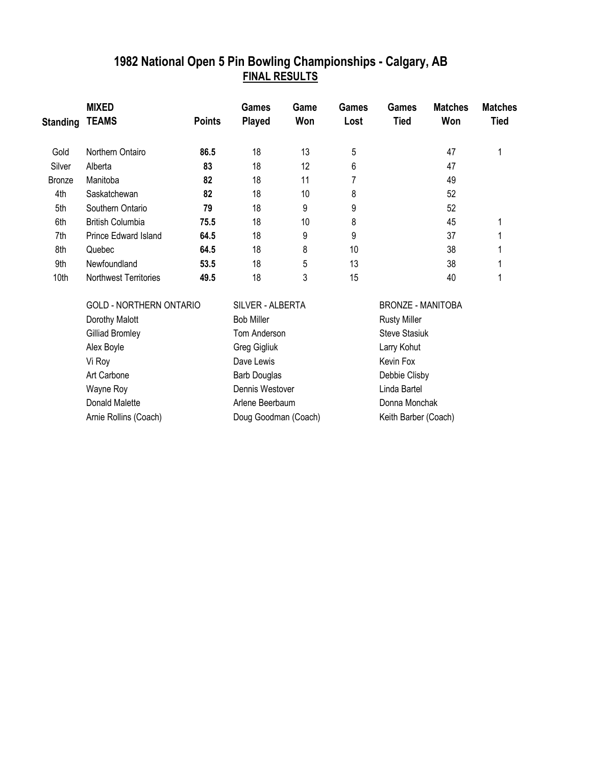## 1982 National Open 5 Pin Bowling Championships - Calgary, AB

**FINAL RESULTS**

| Standing | MIXED TEAMS | Points | Games Played | Game Won | Games Lost | Games Tied | Matches Won | Matches Tied |
|---|---|---|---|---|---|---|---|---|
| Gold | Northern Ontairo | **86.5** | 18 | 13 | 5 | | 47 | 1 |
| Silver | Alberta | **83** | 18 | 12 | 6 | | 47 | |
| Bronze | Manitoba | **82** | 18 | 11 | 7 | | 49 | |
| 4th | Saskatchewan | **82** | 18 | 10 | 8 | | 52 | |
| 5th | Southern Ontario | **79** | 18 | 9 | 9 | | 52 | |
| 6th | British Columbia | **75.5** | 18 | 10 | 8 | | 45 | 1 |
| 7th | Prince Edward Island | **64.5** | 18 | 9 | 9 | | 37 | 1 |
| 8th | Quebec | **64.5** | 18 | 8 | 10 | | 38 | 1 |
| 9th | Newfoundland | **53.5** | 18 | 5 | 13 | | 38 | 1 |
| 10th | Northwest Territories | **49.5** | 18 | 3 | 15 | | 40 | 1 |

| GOLD - NORTHERN ONTARIO | SILVER - ALBERTA | BRONZE - MANITOBA |
|---|---|---|
| Dorothy Malott | Bob Miller | Rusty Miller |
| Gilliad Bromley | Tom Anderson | Steve Stasiuk |
| Alex Boyle | Greg Gigliuk | Larry Kohut |
| Vi Roy | Dave Lewis | Kevin Fox |
| Art Carbone | Barb Douglas | Debbie Clisby |
| Wayne Roy | Dennis Westover | Linda Bartel |
| Donald Malette | Arlene Beerbaum | Donna Monchak |
| Arnie Rollins (Coach) | Doug Goodman (Coach) | Keith Barber (Coach) |